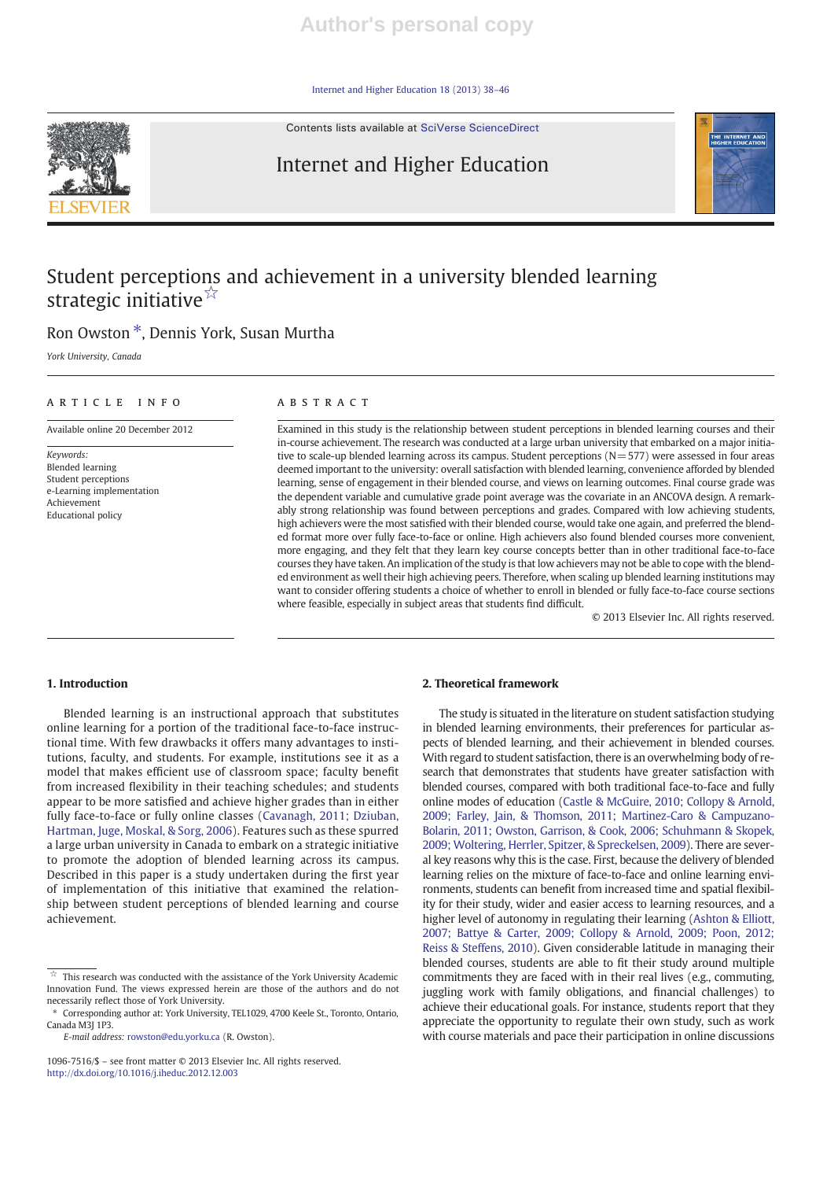# Student perceptions and achievement in a university blended learning strategic initiative ☆

Ron Owston *, Dennis York, Susan Murtha

*York University, Canada*

ARTICLE INFO

Available online 20 December 2012

*Keywords:*
Blended learning
Student perceptions
e-Learning implementation
Achievement
Educational policy

ABSTRACT

Examined in this study is the relationship between student perceptions in blended learning courses and their in-course achievement. The research was conducted at a large urban university that embarked on a major initiative to scale-up blended learning across its campus. Student perceptions (N = 577) were assessed in four areas deemed important to the university: overall satisfaction with blended learning, convenience afforded by blended learning, sense of engagement in their blended course, and views on learning outcomes. Final course grade was the dependent variable and cumulative grade point average was the covariate in an ANCOVA design. A remarkably strong relationship was found between perceptions and grades. Compared with low achieving students, high achievers were the most satisfied with their blended course, would take one again, and preferred the blended format more over fully face-to-face or online. High achievers also found blended courses more convenient, more engaging, and they felt that they learn key course concepts better than in other traditional face-to-face courses they have taken. An implication of the study is that low achievers may not be able to cope with the blended environment as well their high achieving peers. Therefore, when scaling up blended learning institutions may want to consider offering students a choice of whether to enroll in blended or fully face-to-face course sections where feasible, especially in subject areas that students find difficult.

© 2013 Elsevier Inc. All rights reserved.

## 1. Introduction

Blended learning is an instructional approach that substitutes online learning for a portion of the traditional face-to-face instructional time. With few drawbacks it offers many advantages to institutions, faculty, and students. For example, institutions see it as a model that makes efficient use of classroom space; faculty benefit from increased flexibility in their teaching schedules; and students appear to be more satisfied and achieve higher grades than in either fully face-to-face or fully online classes (Cavanagh, 2011; Dziuban, Hartman, Juge, Moskal, & Sorg, 2006). Features such as these spurred a large urban university in Canada to embark on a strategic initiative to promote the adoption of blended learning across campus. Described in this paper is a study undertaken during the first year of implementation of this initiative that examined the relationship between student perceptions of blended learning and course achievement.

## 2. Theoretical framework

The study is situated in the literature on student satisfaction studying in blended learning environments, their preferences for particular aspects of blended learning, and their achievement in blended courses. With regard to student satisfaction, there is an overwhelming body of research that demonstrates that students have greater satisfaction with blended courses, compared with both traditional face-to-face and fully online modes of education (Castle & McGuire, 2010; Collopy & Arnold, 2009; Farley, Jain, & Thomson, 2011; Martinez-Caro & Campuzano-Bolarin, 2011; Owston, Garrison, & Cook, 2006; Schuhmann & Skopek, 2009; Woltering, Herrler, Spitzer, & Spreckelsen, 2009). There are several key reasons why this is the case. First, because the delivery of blended learning relies on the mixture of face-to-face and online learning environments, students can benefit from increased time and spatial flexibility for their study, wider and easier access to learning resources, and a higher level of autonomy in regulating their learning (Ashton & Elliott, 2007; Battye & Carter, 2009; Collopy & Arnold, 2009; Poon, 2012; Reiss & Steffens, 2010). Given considerable latitude in managing their blended courses, students are able to fit their study around multiple commitments they are faced with in their real lives (e.g., commuting, juggling work with family obligations, and financial challenges) to achieve their educational goals. For instance, students report that they appreciate the opportunity to regulate their own study, such as work with course materials and pace their participation in online discussions

☆ This research was conducted with the assistance of the York University Academic Innovation Fund. The views expressed herein are those of the authors and do not necessarily reflect those of York University.

\* Corresponding author at: York University, TEL1029, 4700 Keele St., Toronto, Ontario, Canada M3J 1P3.

*E-mail address:* rowston@edu.yorku.ca (R. Owston).

1096-7516/$ – see front matter © 2013 Elsevier Inc. All rights reserved.
http://dx.doi.org/10.1016/j.iheduc.2012.12.003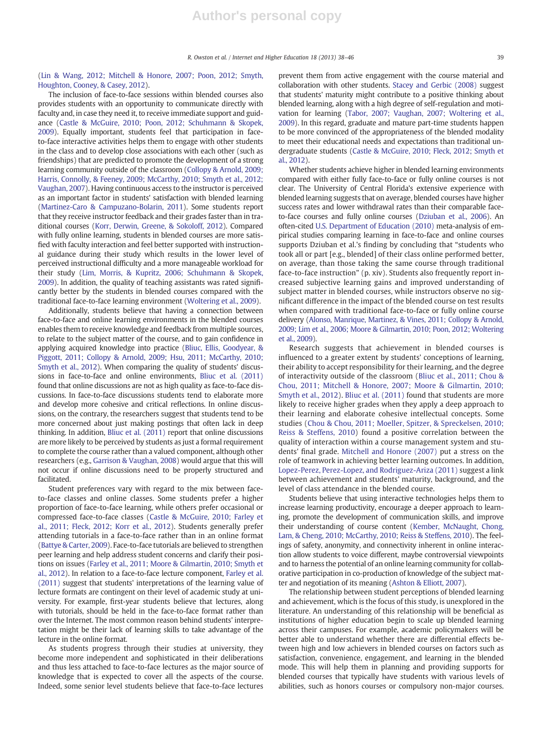(Lin & Wang, 2012; Mitchell & Honore, 2007; Poon, 2012; Smyth, Houghton, Cooney, & Casey, 2012).

The inclusion of face-to-face sessions within blended courses also provides students with an opportunity to communicate directly with faculty and, in case they need it, to receive immediate support and guidance (Castle & McGuire, 2010; Poon, 2012; Schuhmann & Skopek, 2009). Equally important, students feel that participation in face-to-face interactive activities helps them to engage with other students in the class and to develop close associations with each other (such as friendships) that are predicted to promote the development of a strong learning community outside of the classroom (Collopy & Arnold, 2009; Harris, Connolly, & Feeney, 2009; McCarthy, 2010; Smyth et al., 2012; Vaughan, 2007). Having continuous access to the instructor is perceived as an important factor in students' satisfaction with blended learning (Martinez-Caro & Campuzano-Bolarin, 2011). Some students report that they receive instructor feedback and their grades faster than in traditional courses (Korr, Derwin, Greene, & Sokoloff, 2012). Compared with fully online learning, students in blended courses are more satisfied with faculty interaction and feel better supported with instructional guidance during their study which results in the lower level of perceived instructional difficulty and a more manageable workload for their study (Lim, Morris, & Kupritz, 2006; Schuhmann & Skopek, 2009). In addition, the quality of teaching assistants was rated significantly better by the students in blended courses compared with the traditional face-to-face learning environment (Woltering et al., 2009).

Additionally, students believe that having a connection between face-to-face and online learning environments in the blended courses enables them to receive knowledge and feedback from multiple sources, to relate to the subject matter of the course, and to gain confidence in applying acquired knowledge into practice (Bliuc, Ellis, Goodyear, & Piggott, 2011; Collopy & Arnold, 2009; Hsu, 2011; McCarthy, 2010; Smyth et al., 2012). When comparing the quality of students' discussions in face-to-face and online environments, Bliuc et al. (2011) found that online discussions are not as high quality as face-to-face discussions. In face-to-face discussions students tend to elaborate more and develop more cohesive and critical reflections. In online discussions, on the contrary, the researchers suggest that students tend to be more concerned about just making postings that often lack in deep thinking. In addition, Bliuc et al. (2011) report that online discussions are more likely to be perceived by students as just a formal requirement to complete the course rather than a valued component, although other researchers (e.g., Garrison & Vaughan, 2008) would argue that this will not occur if online discussions need to be properly structured and facilitated.

Student preferences vary with regard to the mix between face-to-face classes and online classes. Some students prefer a higher proportion of face-to-face learning, while others prefer occasional or compressed face-to-face classes (Castle & McGuire, 2010; Farley et al., 2011; Fleck, 2012; Korr et al., 2012). Students generally prefer attending tutorials in a face-to-face rather than in an online format (Battye & Carter, 2009). Face-to-face tutorials are believed to strengthen peer learning and help address student concerns and clarify their positions on issues (Farley et al., 2011; Moore & Gilmartin, 2010; Smyth et al., 2012). In relation to a face-to-face lecture component, Farley et al. (2011) suggest that students' interpretations of the learning value of lecture formats are contingent on their level of academic study at university. For example, first-year students believe that lectures, along with tutorials, should be held in the face-to-face format rather than over the Internet. The most common reason behind students' interpretation might be their lack of learning skills to take advantage of the lecture in the online format.

As students progress through their studies at university, they become more independent and sophisticated in their deliberations and thus less attached to face-to-face lectures as the major source of knowledge that is expected to cover all the aspects of the course. Indeed, some senior level students believe that face-to-face lectures prevent them from active engagement with the course material and collaboration with other students. Stacey and Gerbic (2008) suggest that students' maturity might contribute to a positive thinking about blended learning, along with a high degree of self-regulation and motivation for learning (Tabor, 2007; Vaughan, 2007; Woltering et al., 2009). In this regard, graduate and mature part-time students happen to be more convinced of the appropriateness of the blended modality to meet their educational needs and expectations than traditional undergraduate students (Castle & McGuire, 2010; Fleck, 2012; Smyth et al., 2012).

Whether students achieve higher in blended learning environments compared with either fully face-to-face or fully online courses is not clear. The University of Central Florida's extensive experience with blended learning suggests that on average, blended courses have higher success rates and lower withdrawal rates than their comparable face-to-face courses and fully online courses (Dziuban et al., 2006). An often-cited U.S. Department of Education (2010) meta-analysis of empirical studies comparing learning in face-to-face and online courses supports Dziuban et al.'s finding by concluding that "students who took all or part [e.g., blended] of their class online performed better, on average, than those taking the same course through traditional face-to-face instruction" (p. xiv). Students also frequently report increased subjective learning gains and improved understanding of subject matter in blended courses, while instructors observe no significant difference in the impact of the blended course on test results when compared with traditional face-to-face or fully online course delivery (Alonso, Manrique, Martinez, & Vines, 2011; Collopy & Arnold, 2009; Lim et al., 2006; Moore & Gilmartin, 2010; Poon, 2012; Woltering et al., 2009).

Research suggests that achievement in blended courses is influenced to a greater extent by students' conceptions of learning, their ability to accept responsibility for their learning, and the degree of interactivity outside of the classroom (Bliuc et al., 2011; Chou & Chou, 2011; Mitchell & Honore, 2007; Moore & Gilmartin, 2010; Smyth et al., 2012). Bliuc et al. (2011) found that students are more likely to receive higher grades when they apply a deep approach to their learning and elaborate cohesive intellectual concepts. Some studies (Chou & Chou, 2011; Moeller, Spitzer, & Spreckelsen, 2010; Reiss & Steffens, 2010) found a positive correlation between the quality of interaction within a course management system and students' final grade. Mitchell and Honore (2007) put a stress on the role of teamwork in achieving better learning outcomes. In addition, Lopez-Perez, Perez-Lopez, and Rodriguez-Ariza (2011) suggest a link between achievement and students' maturity, background, and the level of class attendance in the blended course.

Students believe that using interactive technologies helps them to increase learning productivity, encourage a deeper approach to learning, promote the development of communication skills, and improve their understanding of course content (Kember, McNaught, Chong, Lam, & Cheng, 2010; McCarthy, 2010; Reiss & Steffens, 2010). The feelings of safety, anonymity, and connectivity inherent in online interaction allow students to voice different, maybe controversial viewpoints and to harness the potential of an online learning community for collaborative participation in co-production of knowledge of the subject matter and negotiation of its meaning (Ashton & Elliott, 2007).

The relationship between student perceptions of blended learning and achievement, which is the focus of this study, is unexplored in the literature. An understanding of this relationship will be beneficial as institutions of higher education begin to scale up blended learning across their campuses. For example, academic policymakers will be better able to understand whether there are differential effects between high and low achievers in blended courses on factors such as satisfaction, convenience, engagement, and learning in the blended mode. This will help them in planning and providing supports for blended courses that typically have students with various levels of abilities, such as honors courses or compulsory non-major courses.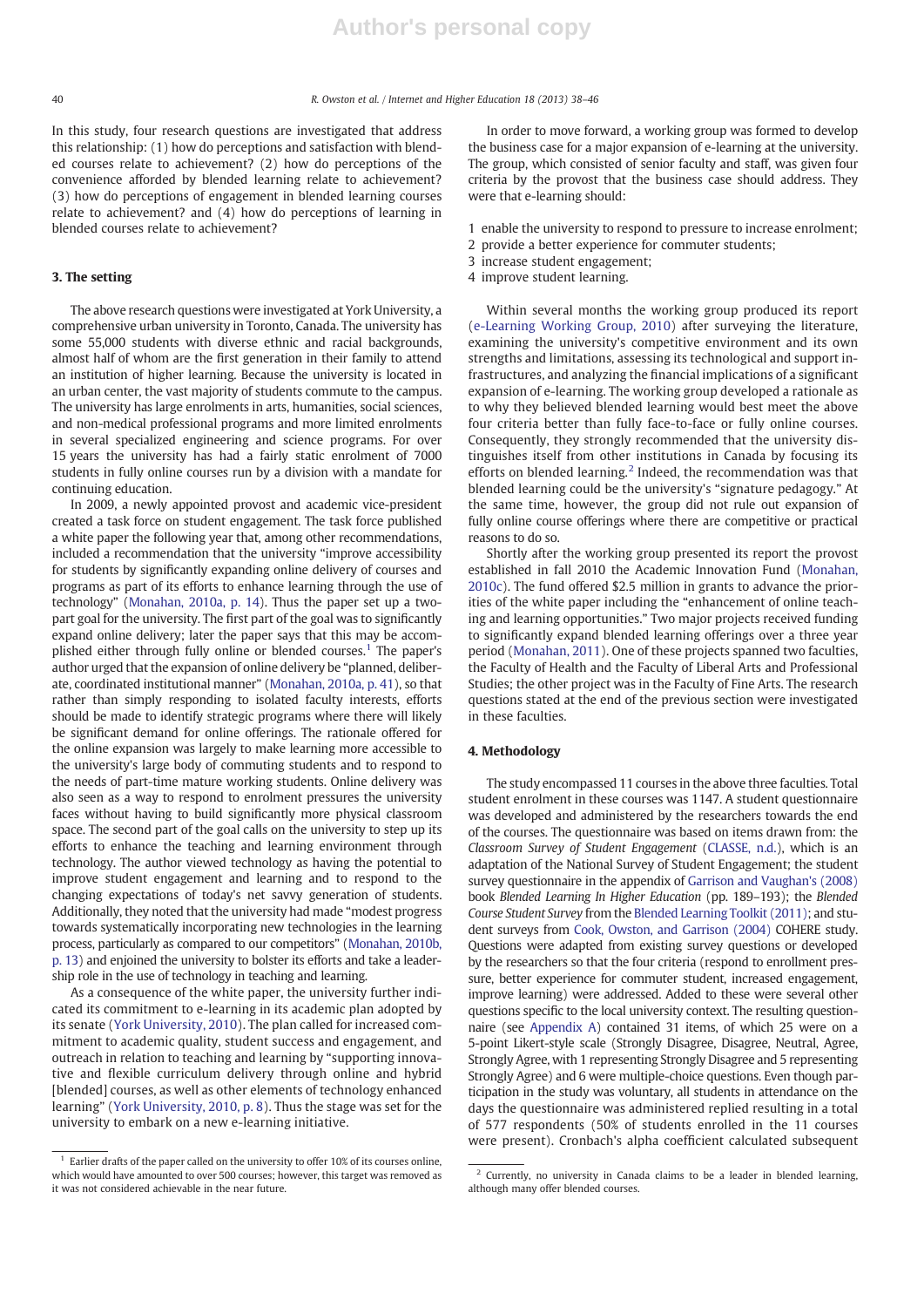In this study, four research questions are investigated that address this relationship: (1) how do perceptions and satisfaction with blended courses relate to achievement? (2) how do perceptions of the convenience afforded by blended learning relate to achievement? (3) how do perceptions of engagement in blended learning courses relate to achievement? and (4) how do perceptions of learning in blended courses relate to achievement?

## 3. The setting

The above research questions were investigated at York University, a comprehensive urban university in Toronto, Canada. The university has some 55,000 students with diverse ethnic and racial backgrounds, almost half of whom are the first generation in their family to attend an institution of higher learning. Because the university is located in an urban center, the vast majority of students commute to the campus. The university has large enrolments in arts, humanities, social sciences, and non-medical professional programs and more limited enrolments in several specialized engineering and science programs. For over 15 years the university has had a fairly static enrolment of 7000 students in fully online courses run by a division with a mandate for continuing education.

In 2009, a newly appointed provost and academic vice-president created a task force on student engagement. The task force published a white paper the following year that, among other recommendations, included a recommendation that the university "improve accessibility for students by significantly expanding online delivery of courses and programs as part of its efforts to enhance learning through the use of technology" (Monahan, 2010a, p. 14). Thus the paper set up a two-part goal for the university. The first part of the goal was to significantly expand online delivery; later the paper says that this may be accomplished either through fully online or blended courses.[1] The paper's author urged that the expansion of online delivery be "planned, deliberate, coordinated institutional manner" (Monahan, 2010a, p. 41), so that rather than simply responding to isolated faculty interests, efforts should be made to identify strategic programs where there will likely be significant demand for online offerings. The rationale offered for the online expansion was largely to make learning more accessible to the university's large body of commuting students and to respond to the needs of part-time mature working students. Online delivery was also seen as a way to respond to enrolment pressures the university faces without having to build significantly more physical classroom space. The second part of the goal calls on the university to step up its efforts to enhance the teaching and learning environment through technology. The author viewed technology as having the potential to improve student engagement and learning and to respond to the changing expectations of today's net savvy generation of students. Additionally, they noted that the university had made "modest progress towards systematically incorporating new technologies in the learning process, particularly as compared to our competitors" (Monahan, 2010b, p. 13) and enjoined the university to bolster its efforts and take a leadership role in the use of technology in teaching and learning.

As a consequence of the white paper, the university further indicated its commitment to e-learning in its academic plan adopted by its senate (York University, 2010). The plan called for increased commitment to academic quality, student success and engagement, and outreach in relation to teaching and learning by "supporting innovative and flexible curriculum delivery through online and hybrid [blended] courses, as well as other elements of technology enhanced learning" (York University, 2010, p. 8). Thus the stage was set for the university to embark on a new e-learning initiative.

In order to move forward, a working group was formed to develop the business case for a major expansion of e-learning at the university. The group, which consisted of senior faculty and staff, was given four criteria by the provost that the business case should address. They were that e-learning should:

1. enable the university to respond to pressure to increase enrolment;
2. provide a better experience for commuter students;
3. increase student engagement;
4. improve student learning.

Within several months the working group produced its report (e-Learning Working Group, 2010) after surveying the literature, examining the university's competitive environment and its own strengths and limitations, assessing its technological and support infrastructures, and analyzing the financial implications of a significant expansion of e-learning. The working group developed a rationale as to why they believed blended learning would best meet the above four criteria better than fully face-to-face or fully online courses. Consequently, they strongly recommended that the university distinguishes itself from other institutions in Canada by focusing its efforts on blended learning.[2] Indeed, the recommendation was that blended learning could be the university's "signature pedagogy." At the same time, however, the group did not rule out expansion of fully online course offerings where there are competitive or practical reasons to do so.

Shortly after the working group presented its report the provost established in fall 2010 the Academic Innovation Fund (Monahan, 2010c). The fund offered $2.5 million in grants to advance the priorities of the white paper including the "enhancement of online teaching and learning opportunities." Two major projects received funding to significantly expand blended learning offerings over a three year period (Monahan, 2011). One of these projects spanned two faculties, the Faculty of Health and the Faculty of Liberal Arts and Professional Studies; the other project was in the Faculty of Fine Arts. The research questions stated at the end of the previous section were investigated in these faculties.

## 4. Methodology

The study encompassed 11 courses in the above three faculties. Total student enrolment in these courses was 1147. A student questionnaire was developed and administered by the researchers towards the end of the courses. The questionnaire was based on items drawn from: the *Classroom Survey of Student Engagement* (CLASSE, n.d.), which is an adaptation of the National Survey of Student Engagement; the student survey questionnaire in the appendix of Garrison and Vaughan's (2008) book *Blended Learning In Higher Education* (pp. 189–193); the *Blended Course Student Survey* from the Blended Learning Toolkit (2011); and student surveys from Cook, Owston, and Garrison (2004) COHERE study. Questions were adapted from existing survey questions or developed by the researchers so that the four criteria (respond to enrollment pressure, better experience for commuter student, increased engagement, improve learning) were addressed. Added to these were several other questions specific to the local university context. The resulting questionnaire (see Appendix A) contained 31 items, of which 25 were on a 5-point Likert-style scale (Strongly Disagree, Disagree, Neutral, Agree, Strongly Agree, with 1 representing Strongly Disagree and 5 representing Strongly Agree) and 6 were multiple-choice questions. Even though participation in the study was voluntary, all students in attendance on the days the questionnaire was administered replied resulting in a total of 577 respondents (50% of students enrolled in the 11 courses were present). Cronbach's alpha coefficient calculated subsequent

[1] Earlier drafts of the paper called on the university to offer 10% of its courses online, which would have amounted to over 500 courses; however, this target was removed as it was not considered achievable in the near future.

[2] Currently, no university in Canada claims to be a leader in blended learning, although many offer blended courses.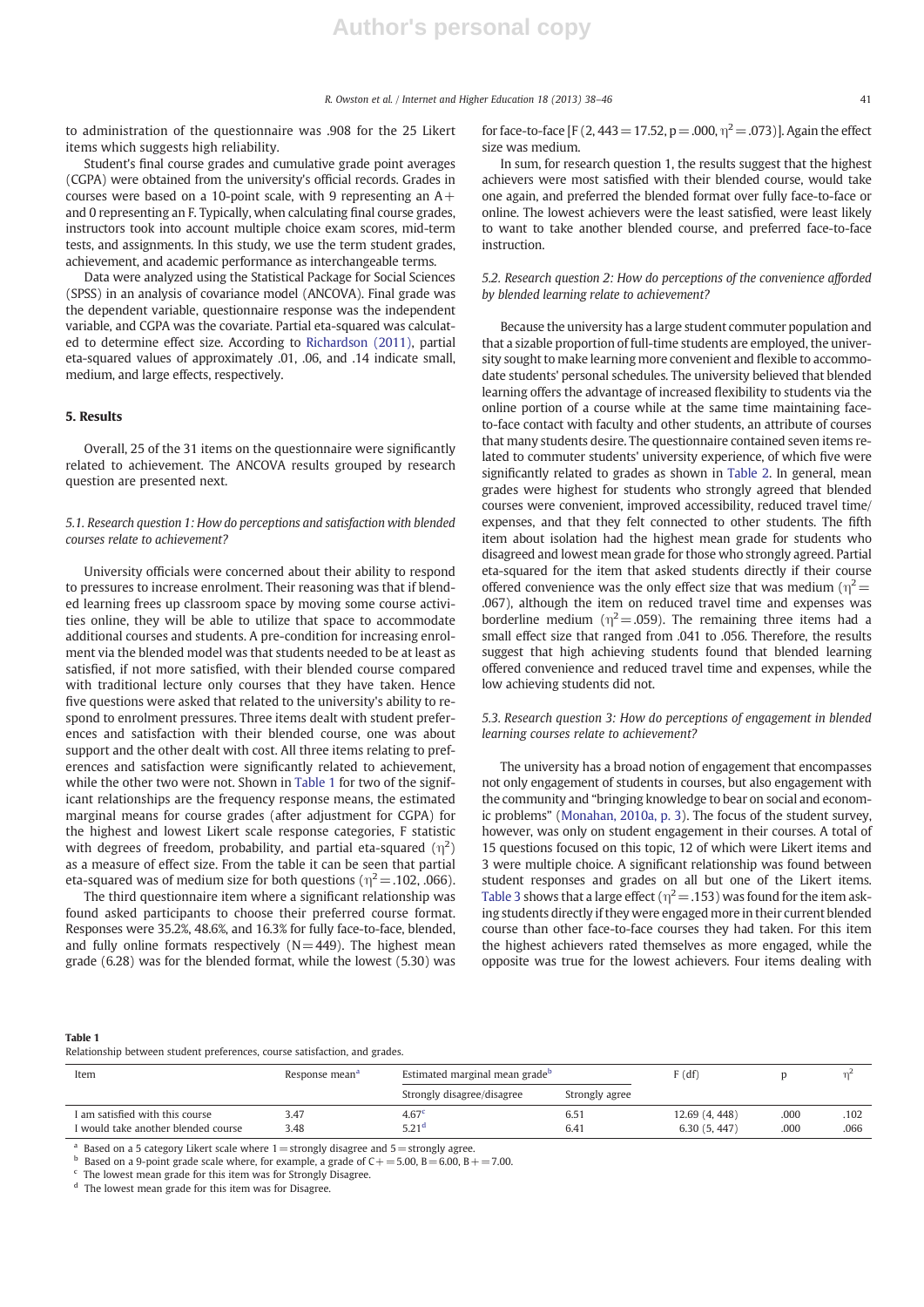to administration of the questionnaire was .908 for the 25 Likert items which suggests high reliability.

Student's final course grades and cumulative grade point averages (CGPA) were obtained from the university's official records. Grades in courses were based on a 10-point scale, with 9 representing an A+ and 0 representing an F. Typically, when calculating final course grades, instructors took into account multiple choice exam scores, mid-term tests, and assignments. In this study, we use the term student grades, achievement, and academic performance as interchangeable terms.

Data were analyzed using the Statistical Package for Social Sciences (SPSS) in an analysis of covariance model (ANCOVA). Final grade was the dependent variable, questionnaire response was the independent variable, and CGPA was the covariate. Partial eta-squared was calculated to determine effect size. According to Richardson (2011), partial eta-squared values of approximately .01, .06, and .14 indicate small, medium, and large effects, respectively.

## 5. Results

Overall, 25 of the 31 items on the questionnaire were significantly related to achievement. The ANCOVA results grouped by research question are presented next.

### 5.1. Research question 1: How do perceptions and satisfaction with blended courses relate to achievement?

University officials were concerned about their ability to respond to pressures to increase enrolment. Their reasoning was that if blended learning frees up classroom space by moving some course activities online, they will be able to utilize that space to accommodate additional courses and students. A pre-condition for increasing enrolment via the blended model was that students needed to be at least as satisfied, if not more satisfied, with their blended course compared with traditional lecture only courses that they have taken. Hence five questions were asked that related to the university's ability to respond to enrolment pressures. Three items dealt with student preferences and satisfaction with their blended course, one was about support and the other dealt with cost. All three items relating to preferences and satisfaction were significantly related to achievement, while the other two were not. Shown in Table 1 for two of the significant relationships are the frequency response means, the estimated marginal means for course grades (after adjustment for CGPA) for the highest and lowest Likert scale response categories, F statistic with degrees of freedom, probability, and partial eta-squared ($\eta^2$) as a measure of effect size. From the table it can be seen that partial eta-squared was of medium size for both questions ($\eta^2 = .102, .066$).

The third questionnaire item where a significant relationship was found asked participants to choose their preferred course format. Responses were 35.2%, 48.6%, and 16.3% for fully face-to-face, blended, and fully online formats respectively (N = 449). The highest mean grade (6.28) was for the blended format, while the lowest (5.30) was for face-to-face [$F(2, 443) = 17.52$, $p = .000$, $\eta^2 = .073$]. Again the effect size was medium.

In sum, for research question 1, the results suggest that the highest achievers were most satisfied with their blended course, would take one again, and preferred the blended format over fully face-to-face or online. The lowest achievers were the least satisfied, were least likely to want to take another blended course, and preferred face-to-face instruction.

### 5.2. Research question 2: How do perceptions of the convenience afforded by blended learning relate to achievement?

Because the university has a large student commuter population and that a sizable proportion of full-time students are employed, the university sought to make learning more convenient and flexible to accommodate students' personal schedules. The university believed that blended learning offers the advantage of increased flexibility to students via the online portion of a course while at the same time maintaining face-to-face contact with faculty and other students, an attribute of courses that many students desire. The questionnaire contained seven items related to commuter students' university experience, of which five were significantly related to grades as shown in Table 2. In general, mean grades were highest for students who strongly agreed that blended courses were convenient, improved accessibility, reduced travel time/expenses, and that they felt connected to other students. The fifth item about isolation had the highest mean grade for students who disagreed and lowest mean grade for those who strongly agreed. Partial eta-squared for the item that asked students directly if their course offered convenience was the only effect size that was medium ($\eta^2 = .067$), although the item on reduced travel time and expenses was borderline medium ($\eta^2 = .059$). The remaining three items had a small effect size that ranged from .041 to .056. Therefore, the results suggest that high achieving students found that blended learning offered convenience and reduced travel time and expenses, while the low achieving students did not.

### 5.3. Research question 3: How do perceptions of engagement in blended learning courses relate to achievement?

The university has a broad notion of engagement that encompasses not only engagement of students in courses, but also engagement with the community and "bringing knowledge to bear on social and economic problems" (Monahan, 2010a, p. 3). The focus of the student survey, however, was only on student engagement in their courses. A total of 15 questions focused on this topic, 12 of which were Likert items and 3 were multiple choice. A significant relationship was found between student responses and grades on all but one of the Likert items. Table 3 shows that a large effect ($\eta^2 = .153$) was found for the item asking students directly if they were engaged more in their current blended course than other face-to-face courses they had taken. For this item the highest achievers rated themselves as more engaged, while the opposite was true for the lowest achievers. Four items dealing with

**Table 1**
Relationship between student preferences, course satisfaction, and grades.

| Item | Response mean[a] | Estimated marginal mean grade[b] | | F (df) | p | $\eta^2$ |
|---|---|---|---|---|---|---|
| | | Strongly disagree/disagree | Strongly agree | | | |
| I am satisfied with this course | 3.47 | 4.67[c] | 6.51 | 12.69 (4, 448) | .000 | .102 |
| I would take another blended course | 3.48 | 5.21[d] | 6.41 | 6.30 (5, 447) | .000 | .066 |

[a] Based on a 5 category Likert scale where 1 = strongly disagree and 5 = strongly agree.
[b] Based on a 9-point grade scale where, for example, a grade of C+ = 5.00, B = 6.00, B+ = 7.00.
[c] The lowest mean grade for this item was for Strongly Disagree.
[d] The lowest mean grade for this item was for Disagree.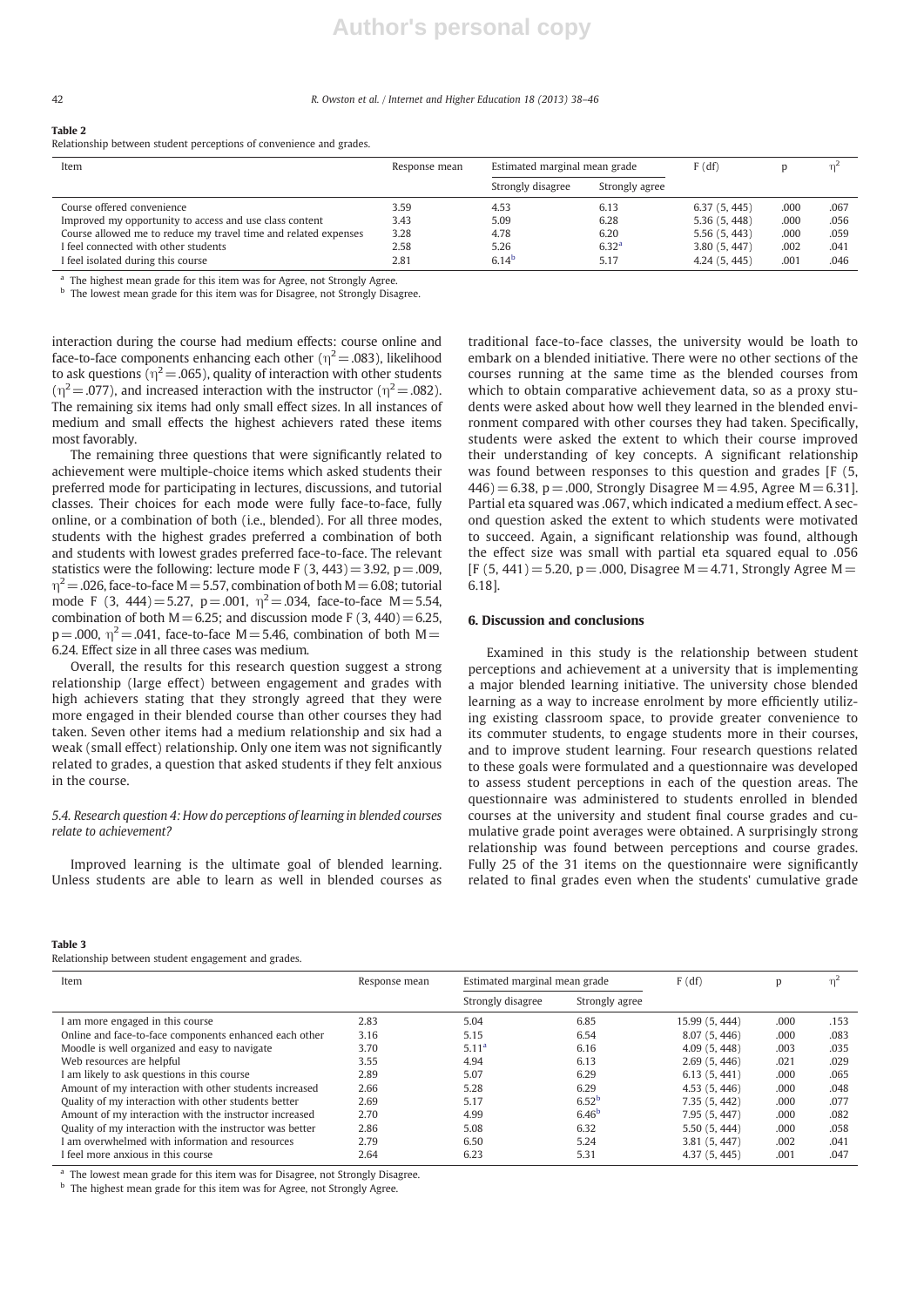**Table 2**
Relationship between student perceptions of convenience and grades.

| Item | Response mean | Estimated marginal mean grade | | F (df) | p | $\eta^2$ |
|---|---|---|---|---|---|---|
| | | Strongly disagree | Strongly agree | | | |
| Course offered convenience | 3.59 | 4.53 | 6.13 | 6.37 (5, 445) | .000 | .067 |
| Improved my opportunity to access and use class content | 3.43 | 5.09 | 6.28 | 5.36 (5, 448) | .000 | .056 |
| Course allowed me to reduce my travel time and related expenses | 3.28 | 4.78 | 6.20 | 5.56 (5, 443) | .000 | .059 |
| I feel connected with other students | 2.58 | 5.26 | 6.32[a] | 3.80 (5, 447) | .002 | .041 |
| I feel isolated during this course | 2.81 | 6.14[b] | 5.17 | 4.24 (5, 445) | .001 | .046 |

[a] The highest mean grade for this item was for Agree, not Strongly Agree.
[b] The lowest mean grade for this item was for Disagree, not Strongly Disagree.

interaction during the course had medium effects: course online and face-to-face components enhancing each other ($\eta^2 = .083$), likelihood to ask questions ($\eta^2 = .065$), quality of interaction with other students ($\eta^2 = .077$), and increased interaction with the instructor ($\eta^2 = .082$). The remaining six items had only small effect sizes. In all instances of medium and small effects the highest achievers rated these items most favorably.

The remaining three questions that were significantly related to achievement were multiple-choice items which asked students their preferred mode for participating in lectures, discussions, and tutorial classes. Their choices for each mode were fully face-to-face, fully online, or a combination of both (i.e., blended). For all three modes, students with the highest grades preferred a combination of both and students with lowest grades preferred face-to-face. The relevant statistics were the following: lecture mode $F (3, 443) = 3.92$, $p = .009$, $\eta^2 = .026$, face-to-face $M = 5.57$, combination of both $M = 6.08$; tutorial mode $F (3, 444) = 5.27$, $p = .001$, $\eta^2 = .034$, face-to-face $M = 5.54$, combination of both $M = 6.25$; and discussion mode $F (3, 440) = 6.25$, $p = .000$, $\eta^2 = .041$, face-to-face $M = 5.46$, combination of both $M = 6.24$. Effect size in all three cases was medium.

Overall, the results for this research question suggest a strong relationship (large effect) between engagement and grades with high achievers stating that they strongly agreed that they were more engaged in their blended course than other courses they had taken. Seven other items had a medium relationship and six had a weak (small effect) relationship. Only one item was not significantly related to grades, a question that asked students if they felt anxious in the course.

### 5.4. Research question 4: How do perceptions of learning in blended courses relate to achievement?

Improved learning is the ultimate goal of blended learning. Unless students are able to learn as well in blended courses as traditional face-to-face classes, the university would be loath to embark on a blended initiative. There were no other sections of the courses running at the same time as the blended courses from which to obtain comparative achievement data, so as a proxy students were asked about how well they learned in the blended environment compared with other courses they had taken. Specifically, students were asked the extent to which their course improved their understanding of key concepts. A significant relationship was found between responses to this question and grades [$F (5, 446) = 6.38$, $p = .000$, Strongly Disagree $M = 4.95$, Agree $M = 6.31$]. Partial eta squared was .067, which indicated a medium effect. A second question asked the extent to which students were motivated to succeed. Again, a significant relationship was found, although the effect size was small with partial eta squared equal to .056 [$F (5, 441) = 5.20$, $p = .000$, Disagree $M = 4.71$, Strongly Agree $M = 6.18$].

## 6. Discussion and conclusions

Examined in this study is the relationship between student perceptions and achievement at a university that is implementing a major blended learning initiative. The university chose blended learning as a way to increase enrolment by more efficiently utilizing existing classroom space, to provide greater convenience to its commuter students, to engage students more in their courses, and to improve student learning. Four research questions related to these goals were formulated and a questionnaire was developed to assess student perceptions in each of the question areas. The questionnaire was administered to students enrolled in blended courses at the university and student final course grades and cumulative grade point averages were obtained. A surprisingly strong relationship was found between perceptions and course grades. Fully 25 of the 31 items on the questionnaire were significantly related to final grades even when the students' cumulative grade

**Table 3**
Relationship between student engagement and grades.

| Item | Response mean | Estimated marginal mean grade | | F (df) | p | $\eta^2$ |
|---|---|---|---|---|---|---|
| | | Strongly disagree | Strongly agree | | | |
| I am more engaged in this course | 2.83 | 5.04 | 6.85 | 15.99 (5, 444) | .000 | .153 |
| Online and face-to-face components enhanced each other | 3.16 | 5.15 | 6.54 | 8.07 (5, 446) | .000 | .083 |
| Moodle is well organized and easy to navigate | 3.70 | 5.11[a] | 6.16 | 4.09 (5, 448) | .003 | .035 |
| Web resources are helpful | 3.55 | 4.94 | 6.13 | 2.69 (5, 446) | .021 | .029 |
| I am likely to ask questions in this course | 2.89 | 5.07 | 6.29 | 6.13 (5, 441) | .000 | .065 |
| Amount of my interaction with other students increased | 2.66 | 5.28 | 6.29 | 4.53 (5, 446) | .000 | .048 |
| Quality of my interaction with other students better | 2.69 | 5.17 | 6.52[b] | 7.35 (5, 442) | .000 | .077 |
| Amount of my interaction with the instructor increased | 2.70 | 4.99 | 6.46[b] | 7.95 (5, 447) | .000 | .082 |
| Quality of my interaction with the instructor was better | 2.86 | 5.08 | 6.32 | 5.50 (5, 444) | .000 | .058 |
| I am overwhelmed with information and resources | 2.79 | 6.50 | 5.24 | 3.81 (5, 447) | .002 | .041 |
| I feel more anxious in this course | 2.64 | 6.23 | 5.31 | 4.37 (5, 445) | .001 | .047 |

[a] The lowest mean grade for this item was for Disagree, not Strongly Disagree.
[b] The highest mean grade for this item was for Agree, not Strongly Agree.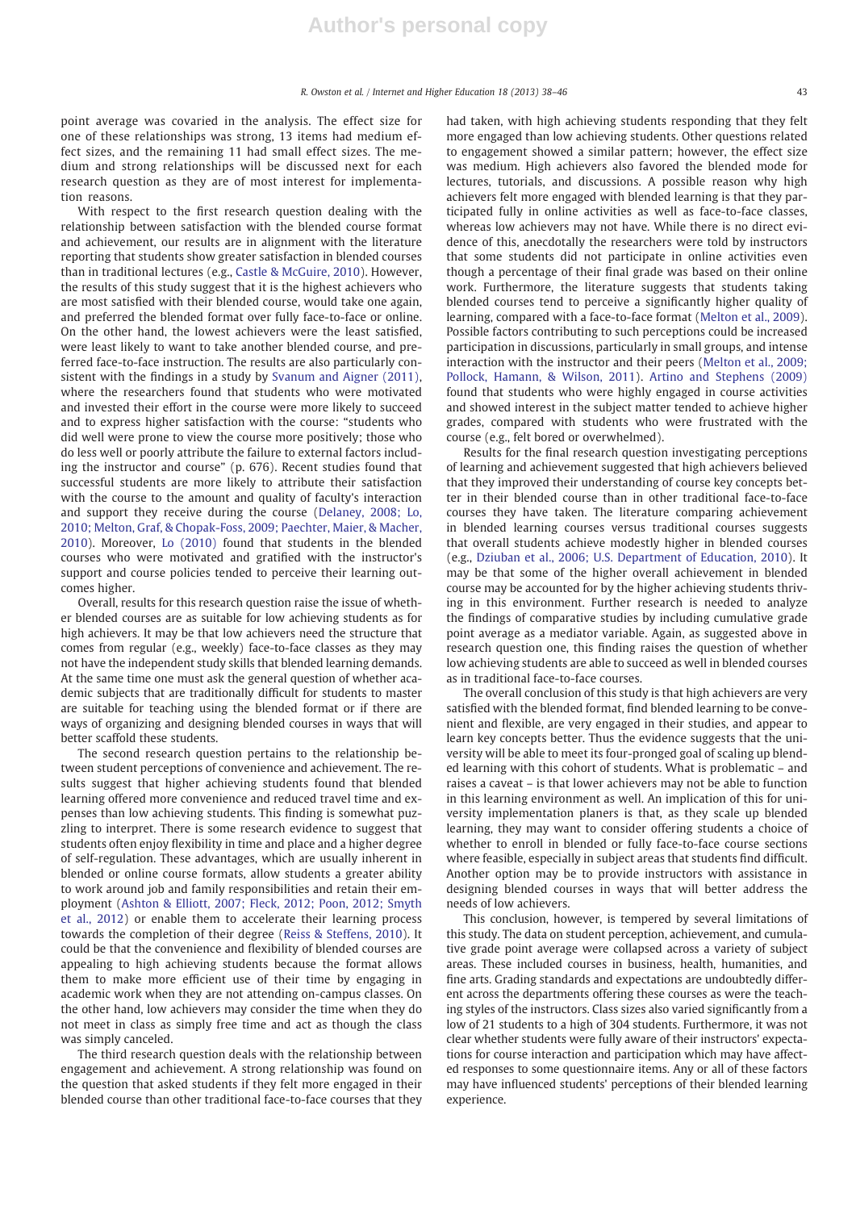point average was covaried in the analysis. The effect size for one of these relationships was strong, 13 items had medium effect sizes, and the remaining 11 had small effect sizes. The medium and strong relationships will be discussed next for each research question as they are of most interest for implementation reasons.

With respect to the first research question dealing with the relationship between satisfaction with the blended course format and achievement, our results are in alignment with the literature reporting that students show greater satisfaction in blended courses than in traditional lectures (e.g., Castle & McGuire, 2010). However, the results of this study suggest that it is the highest achievers who are most satisfied with their blended course, would take one again, and preferred the blended format over fully face-to-face or online. On the other hand, the lowest achievers were the least satisfied, were least likely to want to take another blended course, and preferred face-to-face instruction. The results are also particularly consistent with the findings in a study by Svanum and Aigner (2011), where the researchers found that students who were motivated and invested their effort in the course were more likely to succeed and to express higher satisfaction with the course: "students who did well were prone to view the course more positively; those who do less well or poorly attribute the failure to external factors including the instructor and course" (p. 676). Recent studies found that successful students are more likely to attribute their satisfaction with the course to the amount and quality of faculty's interaction and support they receive during the course (Delaney, 2008; Lo, 2010; Melton, Graf, & Chopak-Foss, 2009; Paechter, Maier, & Macher, 2010). Moreover, Lo (2010) found that students in the blended courses who were motivated and gratified with the instructor's support and course policies tended to perceive their learning outcomes higher.

Overall, results for this research question raise the issue of whether blended courses are as suitable for low achieving students as for high achievers. It may be that low achievers need the structure that comes from regular (e.g., weekly) face-to-face classes as they may not have the independent study skills that blended learning demands. At the same time one must ask the general question of whether academic subjects that are traditionally difficult for students to master are suitable for teaching using the blended format or if there are ways of organizing and designing blended courses in ways that will better scaffold these students.

The second research question pertains to the relationship between student perceptions of convenience and achievement. The results suggest that higher achieving students found that blended learning offered more convenience and reduced travel time and expenses than low achieving students. This finding is somewhat puzzling to interpret. There is some research evidence to suggest that students often enjoy flexibility in time and place and a higher degree of self-regulation. These advantages, which are usually inherent in blended or online course formats, allow students a greater ability to work around job and family responsibilities and retain their employment (Ashton & Elliott, 2007; Fleck, 2012; Poon, 2012; Smyth et al., 2012) or enable them to accelerate their learning process towards the completion of their degree (Reiss & Steffens, 2010). It could be that the convenience and flexibility of blended courses are appealing to high achieving students because the format allows them to make more efficient use of their time by engaging in academic work when they are not attending on-campus classes. On the other hand, low achievers may consider the time when they do not meet in class as simply free time and act as though the class was simply canceled.

The third research question deals with the relationship between engagement and achievement. A strong relationship was found on the question that asked students if they felt more engaged in their blended course than other traditional face-to-face courses that they had taken, with high achieving students responding that they felt more engaged than low achieving students. Other questions related to engagement showed a similar pattern; however, the effect size was medium. High achievers also favored the blended mode for lectures, tutorials, and discussions. A possible reason why high achievers felt more engaged with blended learning is that they participated fully in online activities as well as face-to-face classes, whereas low achievers may not have. While there is no direct evidence of this, anecdotally the researchers were told by instructors that some students did not participate in online activities even though a percentage of their final grade was based on their online work. Furthermore, the literature suggests that students taking blended courses tend to perceive a significantly higher quality of learning, compared with a face-to-face format (Melton et al., 2009). Possible factors contributing to such perceptions could be increased participation in discussions, particularly in small groups, and intense interaction with the instructor and their peers (Melton et al., 2009; Pollock, Hamann, & Wilson, 2011). Artino and Stephens (2009) found that students who were highly engaged in course activities and showed interest in the subject matter tended to achieve higher grades, compared with students who were frustrated with the course (e.g., felt bored or overwhelmed).

Results for the final research question investigating perceptions of learning and achievement suggested that high achievers believed that they improved their understanding of course key concepts better in their blended course than in other traditional face-to-face courses they have taken. The literature comparing achievement in blended learning courses versus traditional courses suggests that overall students achieve modestly higher in blended courses (e.g., Dziuban et al., 2006; U.S. Department of Education, 2010). It may be that some of the higher overall achievement in blended course may be accounted for by the higher achieving students thriving in this environment. Further research is needed to analyze the findings of comparative studies by including cumulative grade point average as a mediator variable. Again, as suggested above in research question one, this finding raises the question of whether low achieving students are able to succeed as well in blended courses as in traditional face-to-face courses.

The overall conclusion of this study is that high achievers are very satisfied with the blended format, find blended learning to be convenient and flexible, are very engaged in their studies, and appear to learn key concepts better. Thus the evidence suggests that the university will be able to meet its four-pronged goal of scaling up blended learning with this cohort of students. What is problematic – and raises a caveat – is that lower achievers may not be able to function in this learning environment as well. An implication of this for university implementation planers is that, as they scale up blended learning, they may want to consider offering students a choice of whether to enroll in blended or fully face-to-face course sections where feasible, especially in subject areas that students find difficult. Another option may be to provide instructors with assistance in designing blended courses in ways that will better address the needs of low achievers.

This conclusion, however, is tempered by several limitations of this study. The data on student perception, achievement, and cumulative grade point average were collapsed across a variety of subject areas. These included courses in business, health, humanities, and fine arts. Grading standards and expectations are undoubtedly different across the departments offering these courses as were the teaching styles of the instructors. Class sizes also varied significantly from a low of 21 students to a high of 304 students. Furthermore, it was not clear whether students were fully aware of their instructors' expectations for course interaction and participation which may have affected responses to some questionnaire items. Any or all of these factors may have influenced students' perceptions of their blended learning experience.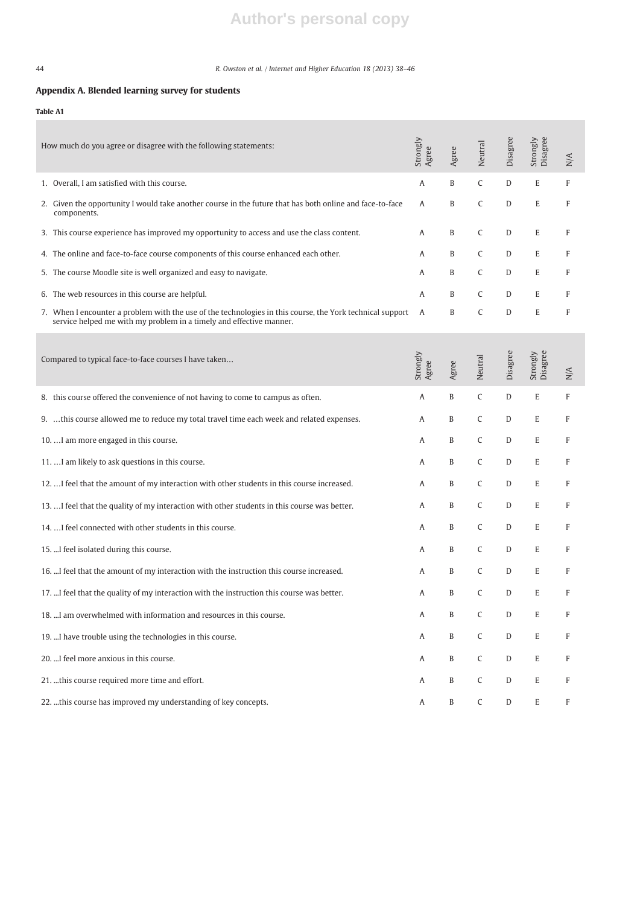## Appendix A. Blended learning survey for students

**Table A1**

| How much do you agree or disagree with the following statements: | Strongly Agree | Agree | Neutral | Disagree | Strongly Disagree | N/A |
|---|---|---|---|---|---|---|
| 1. Overall, I am satisfied with this course. | A | B | C | D | E | F |
| 2. Given the opportunity I would take another course in the future that has both online and face-to-face components. | A | B | C | D | E | F |
| 3. This course experience has improved my opportunity to access and use the class content. | A | B | C | D | E | F |
| 4. The online and face-to-face course components of this course enhanced each other. | A | B | C | D | E | F |
| 5. The course Moodle site is well organized and easy to navigate. | A | B | C | D | E | F |
| 6. The web resources in this course are helpful. | A | B | C | D | E | F |
| 7. When I encounter a problem with the use of the technologies in this course, the York technical support service helped me with my problem in a timely and effective manner. | A | B | C | D | E | F |
| **Compared to typical face-to-face courses I have taken…** | **Strongly Agree** | **Agree** | **Neutral** | **Disagree** | **Strongly Disagree** | **N/A** |
| 8. this course offered the convenience of not having to come to campus as often. | A | B | C | D | E | F |
| 9. …this course allowed me to reduce my total travel time each week and related expenses. | A | B | C | D | E | F |
| 10. …I am more engaged in this course. | A | B | C | D | E | F |
| 11. …I am likely to ask questions in this course. | A | B | C | D | E | F |
| 12. …I feel that the amount of my interaction with other students in this course increased. | A | B | C | D | E | F |
| 13. …I feel that the quality of my interaction with other students in this course was better. | A | B | C | D | E | F |
| 14. …I feel connected with other students in this course. | A | B | C | D | E | F |
| 15. ...I feel isolated during this course. | A | B | C | D | E | F |
| 16. ...I feel that the amount of my interaction with the instruction this course increased. | A | B | C | D | E | F |
| 17. ...I feel that the quality of my interaction with the instruction this course was better. | A | B | C | D | E | F |
| 18. ...I am overwhelmed with information and resources in this course. | A | B | C | D | E | F |
| 19. ...I have trouble using the technologies in this course. | A | B | C | D | E | F |
| 20. ...I feel more anxious in this course. | A | B | C | D | E | F |
| 21. ...this course required more time and effort. | A | B | C | D | E | F |
| 22. ...this course has improved my understanding of key concepts. | A | B | C | D | E | F |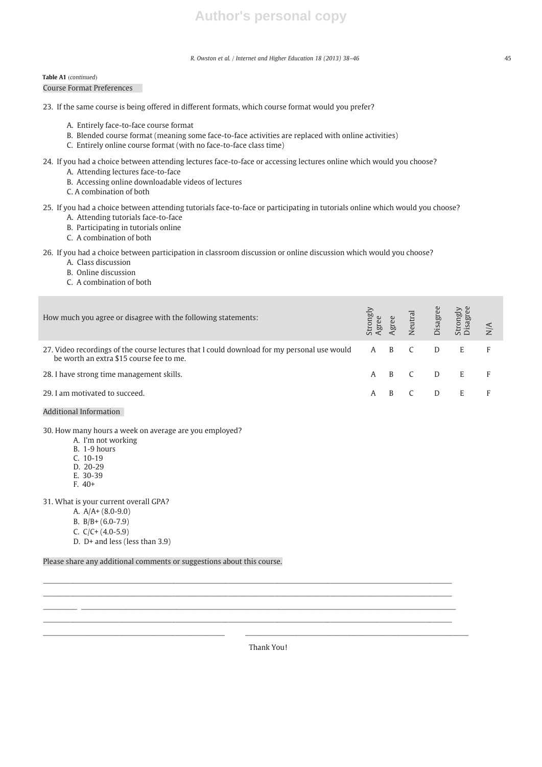**Table A1** (*continued*)

Course Format Preferences

23. If the same course is being offered in different formats, which course format would you prefer?

    A. Entirely face-to-face course format
    B. Blended course format (meaning some face-to-face activities are replaced with online activities)
    C. Entirely online course format (with no face-to-face class time)

24. If you had a choice between attending lectures face-to-face or accessing lectures online which would you choose?
    A. Attending lectures face-to-face
    B. Accessing online downloadable videos of lectures
    C. A combination of both

25. If you had a choice between attending tutorials face-to-face or participating in tutorials online which would you choose?
    A. Attending tutorials face-to-face
    B. Participating in tutorials online
    C. A combination of both

26. If you had a choice between participation in classroom discussion or online discussion which would you choose?
    A. Class discussion
    B. Online discussion
    C. A combination of both

| How much you agree or disagree with the following statements: | Strongly Agree | Agree | Neutral | Disagree | Strongly Disagree | N/A |
|---|---|---|---|---|---|---|
| 27. Video recordings of the course lectures that I could download for my personal use would be worth an extra $15 course fee to me. | A | B | C | D | E | F |
| 28. I have strong time management skills. | A | B | C | D | E | F |
| 29. I am motivated to succeed. | A | B | C | D | E | F |

Additional Information

30. How many hours a week on average are you employed?
    A. I'm not working
    B. 1-9 hours
    C. 10-19
    D. 20-29
    E. 30-39
    F. 40+

31. What is your current overall GPA?
    A. A/A+ (8.0-9.0)
    B. B/B+ (6.0-7.9)
    C. C/C+ (4.0-5.9)
    D. D+ and less (less than 3.9)

Please share any additional comments or suggestions about this course.

\_\_\_\_\_\_\_\_\_\_\_\_\_\_\_\_\_\_\_\_\_\_\_\_\_\_\_\_\_\_\_\_\_\_\_\_\_\_\_\_\_\_\_\_\_\_\_\_\_\_\_\_\_\_\_\_\_\_\_\_\_\_\_\_\_\_\_\_\_\_\_\_\_\_\_\_\_\_

\_\_\_\_\_\_\_\_\_\_\_\_\_\_\_\_\_\_\_\_\_\_\_\_\_\_\_\_\_\_\_\_\_\_\_\_\_\_\_\_\_\_\_\_\_\_\_\_\_\_\_\_\_\_\_\_\_\_\_\_\_\_\_\_\_\_\_\_\_\_\_\_\_\_\_\_\_\_

\_\_\_\_\_\_\_\_\_\_\_\_\_\_\_\_\_\_\_\_\_\_\_\_\_\_\_\_\_\_\_\_\_\_\_\_\_\_\_\_\_\_\_\_\_\_\_\_\_\_\_\_\_\_\_\_\_\_\_\_\_\_\_\_\_\_\_\_\_\_\_\_\_\_\_\_\_\_

\_\_\_\_\_\_\_\_\_\_\_\_\_\_\_\_\_\_\_\_\_\_\_\_\_\_\_\_\_\_\_\_\_\_\_\_\_\_\_\_\_\_\_\_\_\_\_\_\_\_\_\_\_\_\_\_\_\_\_\_\_\_\_\_\_\_\_\_\_\_\_\_\_\_\_\_\_\_

\_\_\_\_\_\_\_\_\_\_\_\_\_\_\_\_\_\_\_\_\_\_\_\_\_\_\_\_\_\_\_\_\_\_\_\_\_\_\_\_\_\_\_\_\_\_\_\_\_\_\_\_\_\_\_\_\_\_\_\_\_\_\_\_\_\_\_\_\_\_\_\_\_\_\_\_\_\_

Thank You!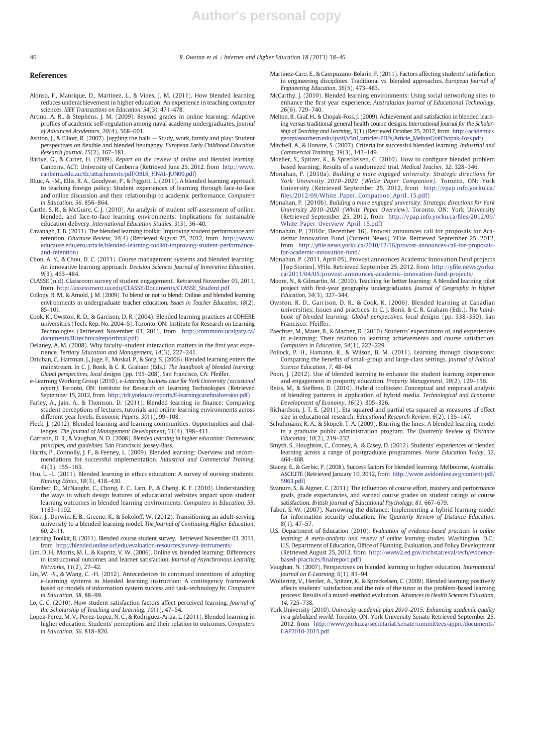## References

Alonso, F., Manrique, D., Martinez, L., & Vines, J. M. (2011). How blended learning reduces underachievement in higher education: An experience in teaching computer sciences. *IEEE Transactions on Education*, *54*(3), 471–478.

Artino, A. R., & Stephens, J. M. (2009). Beyond grades in online learning: Adaptive profiles of academic self-regulation among naval academy undergraduates. *Journal of Advanced Academics*, *20*(4), 568–601.

Ashton, J., & Elliott, R. (2007). Juggling the balls — Study, work, family and play: Student perspectives on flexible and blended heutagogy. *European Early Childhood Education Research Journal*, *15*(2), 167–181.

Battye, G., & Carter, H. (2009). *Report on the review of online and blended learning*. Canberra, ACT: University of Canberra (Retrieved June 25, 2012, from http://www.canberra.edu.au/tlc/attachments/pdf/OBLR_FINAL-JUN09.pdf)

Bliuc, A. -M., Ellis, R. A., Goodyear, P., & Piggott, L. (2011). A blended learning approach to teaching foreign policy: Student experiences of learning through face-to-face and online discussion and their relationship to academic performance. *Computers in Education*, *56*, 856–864.

Castle, S. R., & McGuire, C. J. (2010). An analysis of student self-assessment of online, blended, and face-to-face learning environments: Implications for sustainable education delivery. *International Education Studies*, *3*(3), 36–40.

Cavanagh, T. B. (2011). The blended learning toolkit: Improving student performance and retention. *Educause Review*, *34*(4) (Retrieved August 25, 2012, from http://www.educause.edu/ero/article/blended-learning-toolkit-improving-student-performance-and-retention)

Chou, A. Y., & Chou, D. C. (2011). Course management systems and blended learning: An innovative learning approach. *Decision Sciences Journal of Innovative Education*, *9*(3), 463–484.

CLASSE (n.d). Classroom survey of student engagement. Retrieved November 03, 2011, from http://assessment.ua.edu/CLASSE/Documents/CLASSE_Student.pdf

Collopy, R. M., & Arnold, J. M. (2009). To blend or not to blend: Online and blended learning environments in undergraduate teacher education. *Issues in Teacher Education*, *18*(2), 85–101.

Cook, K., Owston, R. D., & Garrison, D. R. (2004). Blended learning practices at COHERE universities (Tech. Rep. No. 2004–5). Toronto, ON: Institute for Research on Learning Technologies (Retrieved November 03, 2011, from http://commons.ucalgary.ca/documents/BLtechnicalreportfinal.pdf)

Delaney, A. M. (2008). Why faculty–student interaction matters in the first year experience. *Tertiary Education and Management*, *14*(3), 227–241.

Dziuban, C., Hartman, J., Juge, F., Moskal, P., & Sorg, S. (2006). Blended learning enters the mainstream. In C. J. Bonk, & C. R. Graham (Eds.), *The handbook of blended learning: Global perspectives, local designs* (pp. 195–208). San Francisco, CA: Pfeiffer.

e-Learning Working Group (2010). *e-Learning business case for York University (occasional report)*. Toronto, ON: Institute for Research on Learning Technologies (Retrieved September 15, 2012, from http://irlt.yorku.ca/reports/E-learningcasefinalversion.pdf)

Farley, A., Jain, A., & Thomson, D. (2011). Blended learning in finance: Comparing student perceptions of lectures, tutorials and online learning environments across different year levels. *Economic Papers*, *30*(1), 99–108.

Fleck, J. (2012). Blended learning and learning communities: Opportunities and challenges. *The Journal of Management Development*, *31*(4), 398–411.

Garrison, D. R., & Vaughan, N. D. (2008). *Blended learning in higher education: Framework, principles, and guidelines*. San Francisco: Jossey-Bass.

Harris, P., Connolly, J. F., & Feeney, L. (2009). Blended learning: Overview and recommendations for successful implementation. *Industrial and Commercial Training*, *41*(3), 155–163.

Hsu, L. -L. (2011). Blended learning in ethics education: A survey of nursing students. *Nursing Ethics*, *18*(3), 418–430.

Kember, D., McNaught, C., Chong, F. C., Lam, P., & Cheng, K. F. (2010). Understanding the ways in which design features of educational websites impact upon student learning outcomes in blended learning environments. *Computers in Education*, *55*, 1183–1192.

Korr, J., Derwin, E. B., Greene, K., & Sokoloff, W. (2012). Transitioning an adult-serving university to a blended learning model. *The Journal of Continuing Higher Education*, *60*, 2–11.

Learning Toolkit, B. (2011). Blended course student survey. Retrieved November 03, 2011, from http://blended.online.ucf.edu/evaluation-resources/survey-instruments/

Lim, D. H., Morris, M. L., & Kupritz, V. W. (2006). Online vs. blended learning: Differences in instructional outcomes and learner satisfaction. *Journal of Asynchronous Learning Networks*, *11*(2), 27–42.

Lin, W. -S., & Wang, C. -H. (2012). Antecedences to continued intentions of adopting e-learning systems in blended learning instruction: A contingency framework based on models of information system success and task-technology fit. *Computers in Education*, *58*, 88–99.

Lo, C. C. (2010). How student satisfaction factors affect perceived learning. *Journal of the Scholarship of Teaching and Learning*, *10*(1), 47–54.

Lopez-Perez, M. V., Perez-Lopez, N. C., & Rodriguez-Ariza, L. (2011). Blended learning in higher education: Students' perceptions and their relation to outcomes. *Computers in Education*, *56*, 818–826.

Martinez-Caro, E., & Campuzano-Bolarin, F. (2011). Factors affecting students' satisfaction in engineering disciplines: Traditional vs. blended approaches. *European Journal of Engineering Education*, *36*(5), 473–483.

McCarthy, J. (2010). Blended learning environments: Using social networking sites to enhance the first year experience. *Australasian Journal of Educational Technology*, *26*(6), 729–740.

Melton, B., Graf, H., & Chopak-Foss, J. (2009). Achievement and satisfaction in blended learning versus traditional general health course designs. *International Journal for the Scholarship of Teaching and Learning*, *3*(1) (Retrieved October 25, 2012, from http://academics.georgiasouthern.edu/ijsotl/v3n1/articles/PDFs/Article_MeltonGrafChopak-Foss.pdf)

Mitchell, A., & Honore, S. (2007). Criteria for successful blended learning. *Industrial and Commercial Training*, *39*(3), 143–149.

Moeller, S., Spitzer, K., & Spreckelsen, C. (2010). How to configure blended problem based learning: Results of a randomized trial. *Medical Teacher*, *32*, 328–346.

Monahan, P. (2010a). *Building a more engaged university: Strategic directions for York University 2010–2020 (White Paper Companion)*. Toronto, ON: York University (Retrieved September 25, 2012, from http://vpap.info.yorku.ca/files/2012/09/White_Paper_Companion_April_15.pdf)

Monahan, P. (2010b). *Building a more engaged university: Strategic directions for York University 2010–2020 (White Paper Overview)*. Toronto, ON: York University (Retrieved September 25, 2012, from http://vpap.info.yorku.ca/files/2012/09/White_Paper_Overview_April_15.pdf)

Monahan, P. (2010c, December 16). Provost announces call for proposals for Academic Innovation Fund [Current News]. YFile. Retrieved September 25, 2012, from http://yfile.news.yorku.ca/2010/12/16/provost-announces-call-for-proposals-for-academic-innovation-fund/

Monahan, P. (2011, April 05). Provost announces Academic Innovation Fund projects [Top Stories]. YFile. Retrieved September 25, 2012, from http://yfile.news.yorku.ca/2011/04/05/provost-announces-academic-innovation-fund-projects/

Moore, N., & Gilmartin, M. (2010). Teaching for better learning: A blended learning pilot project with first-year geography undergraduates. *Journal of Geography in Higher Education*, *34*(3), 327–344.

Owston, R. D., Garrison, D. R., & Cook, K. (2006). Blended learning at Canadian universities: Issues and practices. In C. J. Bonk, & C. R. Graham (Eds.), *The handbook of blended learning: Global perspectives, local designs* (pp. 338–350). San Francisco: Pfeiffer.

Paechter, M., Maier, B., & Macher, D. (2010). Students' expectations of, and experiences in e-learning: Their relation to learning achievements and course satisfaction. *Computers in Education*, *54*(1), 222–229.

Pollock, P. H., Hamann, K., & Wilson, B. M. (2011). Learning through discussions: Comparing the benefits of small-group and large-class settings. *Journal of Political Science Education*, *7*, 48–64.

Poon, J. (2012). Use of blended learning to enhance the student learning experience and engagement in property education. *Property Management*, *30*(2), 129–156.

Reiss, M., & Steffens, D. (2010). Hybrid toolboxes: Conceptual and empirical analysis of blending patterns in application of hybrid media. *Technological and Economic Development of Economy*, *16*(2), 305–326.

Richardson, J. T. E. (2011). Eta squared and partial eta squared as measures of effect size in educational research. *Educational Research Review*, *6*(2), 135–147.

Schuhmann, R. A., & Skopek, T. A. (2009). Blurring the lines: A blended learning model in a graduate public administration program. *The Quarterly Review of Distance Education*, *10*(2), 219–232.

Smyth, S., Houghton, C., Cooney, A., & Casey, D. (2012). Students' experiences of blended learning across a range of postgraduate programmes. *Nurse Education Today*, *32*, 464–468.

Stacey, E., & Gerbic, P. (2008). Success factors for blended learning. Melbourne, Australia: ASCILITE (Retrieved January 10, 2012, from http://www.avidonline.org/content/pdf/5963.pdf)

Svanum, S., & Aigner, C. (2011). The influences of course effort, mastery and performance goals, grade expectancies, and earned course grades on student ratings of course satisfaction. *British Journal of Educational Psychology*, *81*, 667–679.

Tabor, S. W. (2007). Narrowing the distance: Implementing a hybrid learning model for information security education. *The Quarterly Review of Distance Education*, *8*(1), 47–57.

U.S. Department of Education (2010). *Evaluation of evidence-based practices in online learning: A meta-analysis and review of online learning studies*. Washington, D.C.: U.S. Department of Education, Office of Planning, Evaluation, and Policy Development (Retrieved August 25, 2012, from http://www2.ed.gov/rschstat/eval/tech/evidence-based-practices/finalreport.pdf)

Vaughan, N. (2007). Perspectives on blended learning in higher education. *International Journal on E-Learning*, *6*(1), 81–94.

Woltering, V., Herrler, A., Spitzer, K., & Spreckelsen, C. (2009). Blended learning positively affects students' satisfaction and the role of the tutor in the problem-based learning process: Results of a mixed-method evaluation. *Advances in Health Sciences Education*, *14*, 725–738.

York University (2010). *University academic plan 2010–2015: Enhancing academic quality in a globalized world*. Toronto, ON: York University Senate Retrieved September 25, 2012, from http://www.yorku.ca/secretariat/senate/committees/apprc/documents/UAP2010-2015.pdf